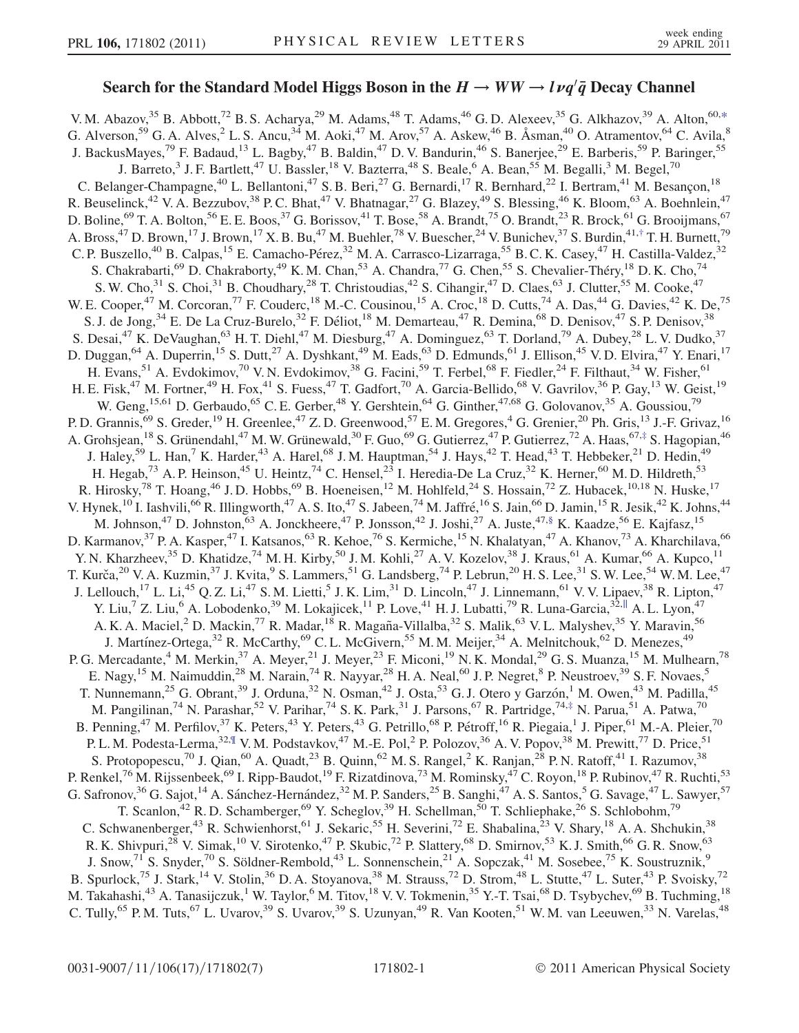# Search for the Standard Model Higgs Boson in the $H \to WW \to l\nu q'\bar{q}$ Decay Channel

V. M. Abazov,[35] B. Abbott,[72] B. S. Acharya,[29] M. Adams,[48] T. Adams,[46] G. D. Alexeev,[35] G. Alkhazov,[39] A. Alton,[60,*] G. Alverson,[59] G. A. Alves,[2] L. S. Ancu,[34] M. Aoki,[47] M. Arov,[57] A. Askew,[46] B. Åsman,[40] O. Atramentov,[64] C. Avila,[8] J. BackusMayes,[79] F. Badaud,[13] L. Bagby,[47] B. Baldin,[47] D. V. Bandurin,[46] S. Banerjee,[29] E. Barberis,[59] P. Baringer,[55] J. Barreto,[3] J. F. Bartlett,[47] U. Bassler,[18] V. Bazterra,[48] S. Beale,[6] A. Bean,[55] M. Begalli,[3] M. Begel,[70] C. Belanger-Champagne,[40] L. Bellantoni,[47] S. B. Beri,[27] G. Bernardi,[17] R. Bernhard,[22] I. Bertram,[41] M. Besançon,[18] R. Beuselinck,[42] V. A. Bezzubov,[38] P. C. Bhat,[47] V. Bhatnagar,[27] G. Blazey,[49] S. Blessing,[46] K. Bloom,[63] A. Boehnlein,[47] D. Boline,[69] T. A. Bolton,[56] E. E. Boos,[37] G. Borissov,[41] T. Bose,[58] A. Brandt,[75] O. Brandt,[23] R. Brock,[61] G. Brooijmans,[67] A. Bross,[47] D. Brown,[17] J. Brown,[17] X. B. Bu,[47] M. Buehler,[78] V. Buescher,[24] V. Bunichev,[37] S. Burdin,[41,†] T. H. Burnett,[79] C. P. Buszello,[40] B. Calpas,[15] E. Camacho-Pérez,[32] M. A. Carrasco-Lizarraga,[55] B. C. K. Casey,[47] H. Castilla-Valdez,[32] S. Chakrabarti,[69] D. Chakraborty,[49] K. M. Chan,[53] A. Chandra,[77] G. Chen,[55] S. Chevalier-Théry,[18] D. K. Cho,[74] S. W. Cho,[31] S. Choi,[31] B. Choudhary,[28] T. Christoudias,[42] S. Cihangir,[47] D. Claes,[63] J. Clutter,[55] M. Cooke,[47] W. E. Cooper,[47] M. Corcoran,[77] F. Couderc,[18] M.-C. Cousinou,[15] A. Croc,[18] D. Cutts,[74] A. Das,[44] G. Davies,[42] K. De,[75] S. J. de Jong,[34] E. De La Cruz-Burelo,[32] F. Déliot,[18] M. Demarteau,[47] R. Demina,[68] D. Denisov,[47] S. P. Denisov,[38] S. Desai,[47] K. DeVaughan,[63] H. T. Diehl,[47] M. Diesburg,[47] A. Dominguez,[63] T. Dorland,[79] A. Dubey,[28] L. V. Dudko,[37] D. Duggan,[64] A. Duperrin,[15] S. Dutt,[27] A. Dyshkant,[49] M. Eads,[63] D. Edmunds,[61] J. Ellison,[45] V. D. Elvira,[47] Y. Enari,[17] H. Evans,[51] A. Evdokimov,[70] V. N. Evdokimov,[38] G. Facini,[59] T. Ferbel,[68] F. Fiedler,[24] F. Filthaut,[34] W. Fisher,[61] H. E. Fisk,[47] M. Fortner,[49] H. Fox,[41] S. Fuess,[47] T. Gadfort,[70] A. Garcia-Bellido,[68] V. Gavrilov,[36] P. Gay,[13] W. Geist,[19] W. Geng,[15,61] D. Gerbaudo,[65] C. E. Gerber,[48] Y. Gershtein,[64] G. Ginther,[47,68] G. Golovanov,[35] A. Goussiou,[79] P. D. Grannis,[69] S. Greder,[19] H. Greenlee,[47] Z. D. Greenwood,[57] E. M. Gregores,[4] G. Grenier,[20] Ph. Gris,[13] J.-F. Grivaz,[16] A. Grohsjean,[18] S. Grünendahl,[47] M. W. Grünewald,[30] F. Guo,[69] G. Gutierrez,[47] P. Gutierrez,[72] A. Haas,[67,‡] S. Hagopian,[46] J. Haley,[59] L. Han,[7] K. Harder,[43] A. Harel,[68] J. M. Hauptman,[54] J. Hays,[42] T. Head,[43] T. Hebbeker,[21] D. Hedin,[49] H. Hegab,[73] A. P. Heinson,[45] U. Heintz,[74] C. Hensel,[23] I. Heredia-De La Cruz,[32] K. Herner,[60] M. D. Hildreth,[53] R. Hirosky,[78] T. Hoang,[46] J. D. Hobbs,[69] B. Hoeneisen,[12] M. Hohlfeld,[24] S. Hossain,[72] Z. Hubacek,[10,18] N. Huske,[17] V. Hynek,[10] I. Iashvili,[66] R. Illingworth,[47] A. S. Ito,[47] S. Jabeen,[74] M. Jaffré,[16] S. Jain,[66] D. Jamin,[15] R. Jesik,[42] K. Johns,[44] M. Johnson,[47] D. Johnston,[63] A. Jonckheere,[47] P. Jonsson,[42] J. Joshi,[27] A. Juste,[47,§] K. Kaadze,[56] E. Kajfasz,[15] D. Karmanov,[37] P. A. Kasper,[47] I. Katsanos,[63] R. Kehoe,[76] S. Kermiche,[15] N. Khalatyan,[47] A. Khanov,[73] A. Kharchilava,[66] Y. N. Kharzheev,[35] D. Khatidze,[74] M. H. Kirby,[50] J. M. Kohli,[27] A. V. Kozelov,[38] J. Kraus,[61] A. Kumar,[66] A. Kupco,[11] T. Kurča,[20] V. A. Kuzmin,[37] J. Kvita,[9] S. Lammers,[51] G. Landsberg,[74] P. Lebrun,[20] H. S. Lee,[31] S. W. Lee,[54] W. M. Lee,[47] J. Lellouch,[17] L. Li,[45] Q. Z. Li,[47] S. M. Lietti,[5] J. K. Lim,[31] D. Lincoln,[47] J. Linnemann,[61] V. V. Lipaev,[38] R. Lipton,[47] Y. Liu,[7] Z. Liu,[6] A. Lobodenko,[39] M. Lokajicek,[11] P. Love,[41] H. J. Lubatti,[79] R. Luna-Garcia,[32,‖] A. L. Lyon,[47] A. K. A. Maciel,[2] D. Mackin,[77] R. Madar,[18] R. Magaña-Villalba,[32] S. Malik,[63] V. L. Malyshev,[35] Y. Maravin,[56] J. Martínez-Ortega,[32] R. McCarthy,[69] C. L. McGivern,[55] M. M. Meijer,[34] A. Melnitchouk,[62] D. Menezes,[49] P. G. Mercadante,[4] M. Merkin,[37] A. Meyer,[21] J. Meyer,[23] F. Miconi,[19] N. K. Mondal,[29] G. S. Muanza,[15] M. Mulhearn,[78] E. Nagy,[15] M. Naimuddin,[28] M. Narain,[74] R. Nayyar,[28] H. A. Neal,[60] J. P. Negret,[8] P. Neustroev,[39] S. F. Novaes,[5] T. Nunnemann,[25] G. Obrant,[39] J. Orduna,[32] N. Osman,[42] J. Osta,[53] G. J. Otero y Garzón,[1] M. Owen,[43] M. Padilla,[45] M. Pangilinan,[74] N. Parashar,[52] V. Parihar,[74] S. K. Park,[31] J. Parsons,[67] R. Partridge,[74,‡] N. Parua,[51] A. Patwa,[70] B. Penning,[47] M. Perfilov,[37] K. Peters,[43] Y. Peters,[43] G. Petrillo,[68] P. Pétroff,[16] R. Piegaia,[1] J. Piper,[61] M.-A. Pleier,[70] P. L. M. Podesta-Lerma,[32,¶] V. M. Podstavkov,[47] M.-E. Pol,[2] P. Polozov,[36] A. V. Popov,[38] M. Prewitt,[77] D. Price,[51] S. Protopopescu,[70] J. Qian,[60] A. Quadt,[23] B. Quinn,[62] M. S. Rangel,[2] K. Ranjan,[28] P. N. Ratoff,[41] I. Razumov,[38] P. Renkel,[76] M. Rijssenbeek,[69] I. Ripp-Baudot,[19] F. Rizatdinova,[73] M. Rominsky,[47] C. Royon,[18] P. Rubinov,[47] R. Ruchti,[53] G. Safronov,[36] G. Sajot,[14] A. Sánchez-Hernández,[32] M. P. Sanders,[25] B. Sanghi,[47] A. S. Santos,[5] G. Savage,[47] L. Sawyer,[57] T. Scanlon,[42] R. D. Schamberger,[69] Y. Scheglov,[39] H. Schellman,[50] T. Schliephake,[26] S. Schlobohm,[79] C. Schwanenberger,[43] R. Schwienhorst,[61] J. Sekaric,[55] H. Severini,[72] E. Shabalina,[23] V. Shary,[18] A. A. Shchukin,[38] R. K. Shivpuri,[28] V. Simak,[10] V. Sirotenko,[47] P. Skubic,[72] P. Slattery,[68] D. Smirnov,[53] K. J. Smith,[66] G. R. Snow,[63] J. Snow,[71] S. Snyder,[70] S. Söldner-Rembold,[43] L. Sonnenschein,[21] A. Sopczak,[41] M. Sosebee,[75] K. Soustruznik,[9] B. Spurlock,[75] J. Stark,[14] V. Stolin,[36] D. A. Stoyanova,[38] M. Strauss,[72] D. Strom,[48] L. Stutte,[47] L. Suter,[43] P. Svoisky,[72] M. Takahashi,[43] A. Tanasijczuk,[1] W. Taylor,[6] M. Titov,[18] V. V. Tokmenin,[35] Y.-T. Tsai,[68] D. Tsybychev,[69] B. Tuchming,[18] C. Tully,[65] P. M. Tuts,[67] L. Uvarov,[39] S. Uvarov,[39] S. Uzunyan,[49] R. Van Kooten,[51] W. M. van Leeuwen,[33] N. Varelas,[48]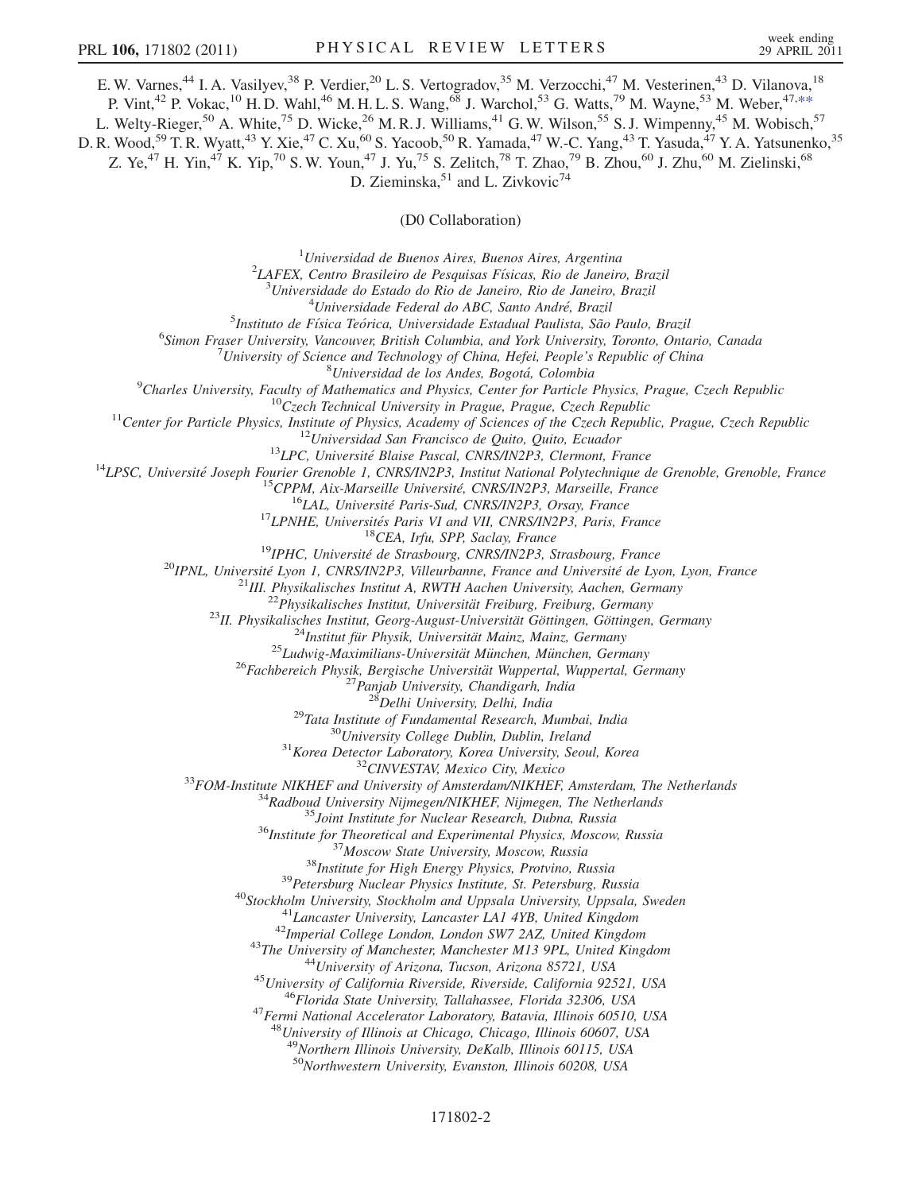E. W. Varnes,[44] I. A. Vasilyev,[38] P. Verdier,[20] L. S. Vertogradov,[35] M. Verzocchi,[47] M. Vesterinen,[43] D. Vilanova,[18] P. Vint,[42] P. Vokac,[10] H. D. Wahl,[46] M. H. L. S. Wang,[68] J. Warchol,[53] G. Watts,[79] M. Wayne,[53] M. Weber,[47,**] L. Welty-Rieger,[50] A. White,[75] D. Wicke,[26] M. R. J. Williams,[41] G. W. Wilson,[55] S. J. Wimpenny,[45] M. Wobisch,[57] D. R. Wood,[59] T. R. Wyatt,[43] Y. Xie,[47] C. Xu,[60] S. Yacoob,[50] R. Yamada,[47] W.-C. Yang,[43] T. Yasuda,[47] Y. A. Yatsunenko,[35] Z. Ye,[47] H. Yin,[47] K. Yip,[70] S. W. Youn,[47] J. Yu,[75] S. Zelitch,[78] T. Zhao,[79] B. Zhou,[60] J. Zhu,[60] M. Zielinski,[68] D. Zieminska,[51] and L. Zivkovic[74]

(D0 Collaboration)

[1] *Universidad de Buenos Aires, Buenos Aires, Argentina*
[2] *LAFEX, Centro Brasileiro de Pesquisas Físicas, Rio de Janeiro, Brazil*
[3] *Universidade do Estado do Rio de Janeiro, Rio de Janeiro, Brazil*
[4] *Universidade Federal do ABC, Santo André, Brazil*
[5] *Instituto de Física Teórica, Universidade Estadual Paulista, São Paulo, Brazil*
[6] *Simon Fraser University, Vancouver, British Columbia, and York University, Toronto, Ontario, Canada*
[7] *University of Science and Technology of China, Hefei, People's Republic of China*
[8] *Universidad de los Andes, Bogotá, Colombia*
[9] *Charles University, Faculty of Mathematics and Physics, Center for Particle Physics, Prague, Czech Republic*
[10] *Czech Technical University in Prague, Prague, Czech Republic*
[11] *Center for Particle Physics, Institute of Physics, Academy of Sciences of the Czech Republic, Prague, Czech Republic*
[12] *Universidad San Francisco de Quito, Quito, Ecuador*
[13] *LPC, Université Blaise Pascal, CNRS/IN2P3, Clermont, France*
[14] *LPSC, Université Joseph Fourier Grenoble 1, CNRS/IN2P3, Institut National Polytechnique de Grenoble, Grenoble, France*
[15] *CPPM, Aix-Marseille Université, CNRS/IN2P3, Marseille, France*
[16] *LAL, Université Paris-Sud, CNRS/IN2P3, Orsay, France*
[17] *LPNHE, Universités Paris VI and VII, CNRS/IN2P3, Paris, France*
[18] *CEA, Irfu, SPP, Saclay, France*
[19] *IPHC, Université de Strasbourg, CNRS/IN2P3, Strasbourg, France*
[20] *IPNL, Université Lyon 1, CNRS/IN2P3, Villeurbanne, France and Université de Lyon, Lyon, France*
[21] *III. Physikalisches Institut A, RWTH Aachen University, Aachen, Germany*
[22] *Physikalisches Institut, Universität Freiburg, Freiburg, Germany*
[23] *II. Physikalisches Institut, Georg-August-Universität Göttingen, Göttingen, Germany*
[24] *Institut für Physik, Universität Mainz, Mainz, Germany*
[25] *Ludwig-Maximilians-Universität München, München, Germany*
[26] *Fachbereich Physik, Bergische Universität Wuppertal, Wuppertal, Germany*
[27] *Panjab University, Chandigarh, India*
[28] *Delhi University, Delhi, India*
[29] *Tata Institute of Fundamental Research, Mumbai, India*
[30] *University College Dublin, Dublin, Ireland*
[31] *Korea Detector Laboratory, Korea University, Seoul, Korea*
[32] *CINVESTAV, Mexico City, Mexico*
[33] *FOM-Institute NIKHEF and University of Amsterdam/NIKHEF, Amsterdam, The Netherlands*
[34] *Radboud University Nijmegen/NIKHEF, Nijmegen, The Netherlands*
[35] *Joint Institute for Nuclear Research, Dubna, Russia*
[36] *Institute for Theoretical and Experimental Physics, Moscow, Russia*
[37] *Moscow State University, Moscow, Russia*
[38] *Institute for High Energy Physics, Protvino, Russia*
[39] *Petersburg Nuclear Physics Institute, St. Petersburg, Russia*
[40] *Stockholm University, Stockholm and Uppsala University, Uppsala, Sweden*
[41] *Lancaster University, Lancaster LA1 4YB, United Kingdom*
[42] *Imperial College London, London SW7 2AZ, United Kingdom*
[43] *The University of Manchester, Manchester M13 9PL, United Kingdom*
[44] *University of Arizona, Tucson, Arizona 85721, USA*
[45] *University of California Riverside, Riverside, California 92521, USA*
[46] *Florida State University, Tallahassee, Florida 32306, USA*
[47] *Fermi National Accelerator Laboratory, Batavia, Illinois 60510, USA*
[48] *University of Illinois at Chicago, Chicago, Illinois 60607, USA*
[49] *Northern Illinois University, DeKalb, Illinois 60115, USA*
[50] *Northwestern University, Evanston, Illinois 60208, USA*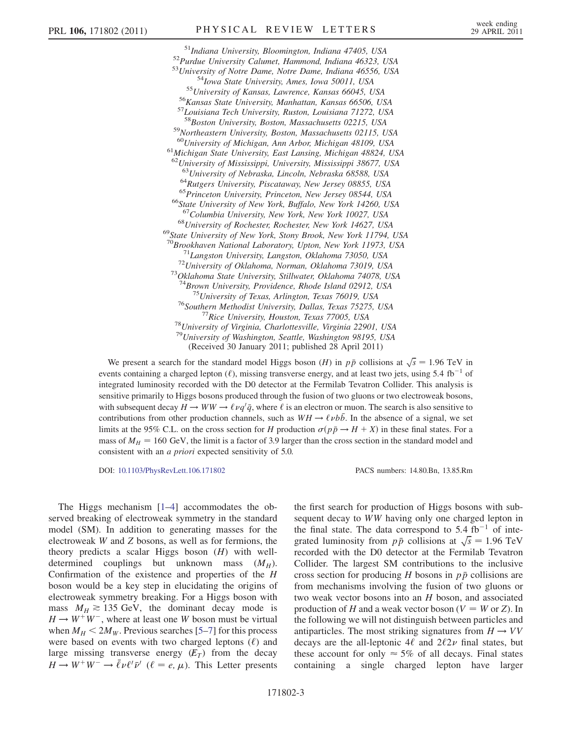[51]Indiana University, Bloomington, Indiana 47405, USA
[52]Purdue University Calumet, Hammond, Indiana 46323, USA
[53]University of Notre Dame, Notre Dame, Indiana 46556, USA
[54]Iowa State University, Ames, Iowa 50011, USA
[55]University of Kansas, Lawrence, Kansas 66045, USA
[56]Kansas State University, Manhattan, Kansas 66506, USA
[57]Louisiana Tech University, Ruston, Louisiana 71272, USA
[58]Boston University, Boston, Massachusetts 02215, USA
[59]Northeastern University, Boston, Massachusetts 02115, USA
[60]University of Michigan, Ann Arbor, Michigan 48109, USA
[61]Michigan State University, East Lansing, Michigan 48824, USA
[62]University of Mississippi, University, Mississippi 38677, USA
[63]University of Nebraska, Lincoln, Nebraska 68588, USA
[64]Rutgers University, Piscataway, New Jersey 08855, USA
[65]Princeton University, Princeton, New Jersey 08544, USA
[66]State University of New York, Buffalo, New York 14260, USA
[67]Columbia University, New York, New York 10027, USA
[68]University of Rochester, Rochester, New York 14627, USA
[69]State University of New York, Stony Brook, New York 11794, USA
[70]Brookhaven National Laboratory, Upton, New York 11973, USA
[71]Langston University, Langston, Oklahoma 73050, USA
[72]University of Oklahoma, Norman, Oklahoma 73019, USA
[73]Oklahoma State University, Stillwater, Oklahoma 74078, USA
[74]Brown University, Providence, Rhode Island 02912, USA
[75]University of Texas, Arlington, Texas 76019, USA
[76]Southern Methodist University, Dallas, Texas 75275, USA
[77]Rice University, Houston, Texas 77005, USA
[78]University of Virginia, Charlottesville, Virginia 22901, USA
[79]University of Washington, Seattle, Washington 98195, USA
(Received 30 January 2011; published 28 April 2011)

We present a search for the standard model Higgs boson ($H$) in $p\bar{p}$ collisions at $\sqrt{s} = 1.96$ TeV in events containing a charged lepton ($\ell$), missing transverse energy, and at least two jets, using 5.4 fb$^{-1}$ of integrated luminosity recorded with the D0 detector at the Fermilab Tevatron Collider. This analysis is sensitive primarily to Higgs bosons produced through the fusion of two gluons or two electroweak bosons, with subsequent decay $H \to WW \to \ell\nu q'\bar{q}$, where $\ell$ is an electron or muon. The search is also sensitive to contributions from other production channels, such as $WH \to \ell\nu b\bar{b}$. In the absence of a signal, we set limits at the 95% C.L. on the cross section for $H$ production $\sigma(p\bar{p} \to H + X)$ in these final states. For a mass of $M_H = 160$ GeV, the limit is a factor of 3.9 larger than the cross section in the standard model and consistent with an *a priori* expected sensitivity of 5.0.

DOI: 10.1103/PhysRevLett.106.171802 PACS numbers: 14.80.Bn, 13.85.Rm

The Higgs mechanism [1–4] accommodates the observed breaking of electroweak symmetry in the standard model (SM). In addition to generating masses for the electroweak $W$ and $Z$ bosons, as well as for fermions, the theory predicts a scalar Higgs boson ($H$) with well-determined couplings but unknown mass ($M_H$). Confirmation of the existence and properties of the $H$ boson would be a key step in elucidating the origins of electroweak symmetry breaking. For a Higgs boson with mass $M_H \gtrsim 135$ GeV, the dominant decay mode is $H \to W^+W^-$, where at least one $W$ boson must be virtual when $M_H < 2M_W$. Previous searches [5–7] for this process were based on events with two charged leptons ($\ell$) and large missing transverse energy ($\not\!\!E_T$) from the decay $H \to W^+W^- \to \bar{\ell}\nu\ell'\bar{\nu}'$ ($\ell = e, \mu$). This Letter presents the first search for production of Higgs bosons with subsequent decay to $WW$ having only one charged lepton in the final state. The data correspond to 5.4 fb$^{-1}$ of integrated luminosity from $p\bar{p}$ collisions at $\sqrt{s} = 1.96$ TeV recorded with the D0 detector at the Fermilab Tevatron Collider. The largest SM contributions to the inclusive cross section for producing $H$ bosons in $p\bar{p}$ collisions are from mechanisms involving the fusion of two gluons or two weak vector bosons into an $H$ boson, and associated production of $H$ and a weak vector boson ($V = W$ or $Z$). In the following we will not distinguish between particles and antiparticles. The most striking signatures from $H \to VV$ decays are the all-leptonic $4\ell$ and $2\ell 2\nu$ final states, but these account for only $\approx 5\%$ of all decays. Final states containing a single charged lepton have larger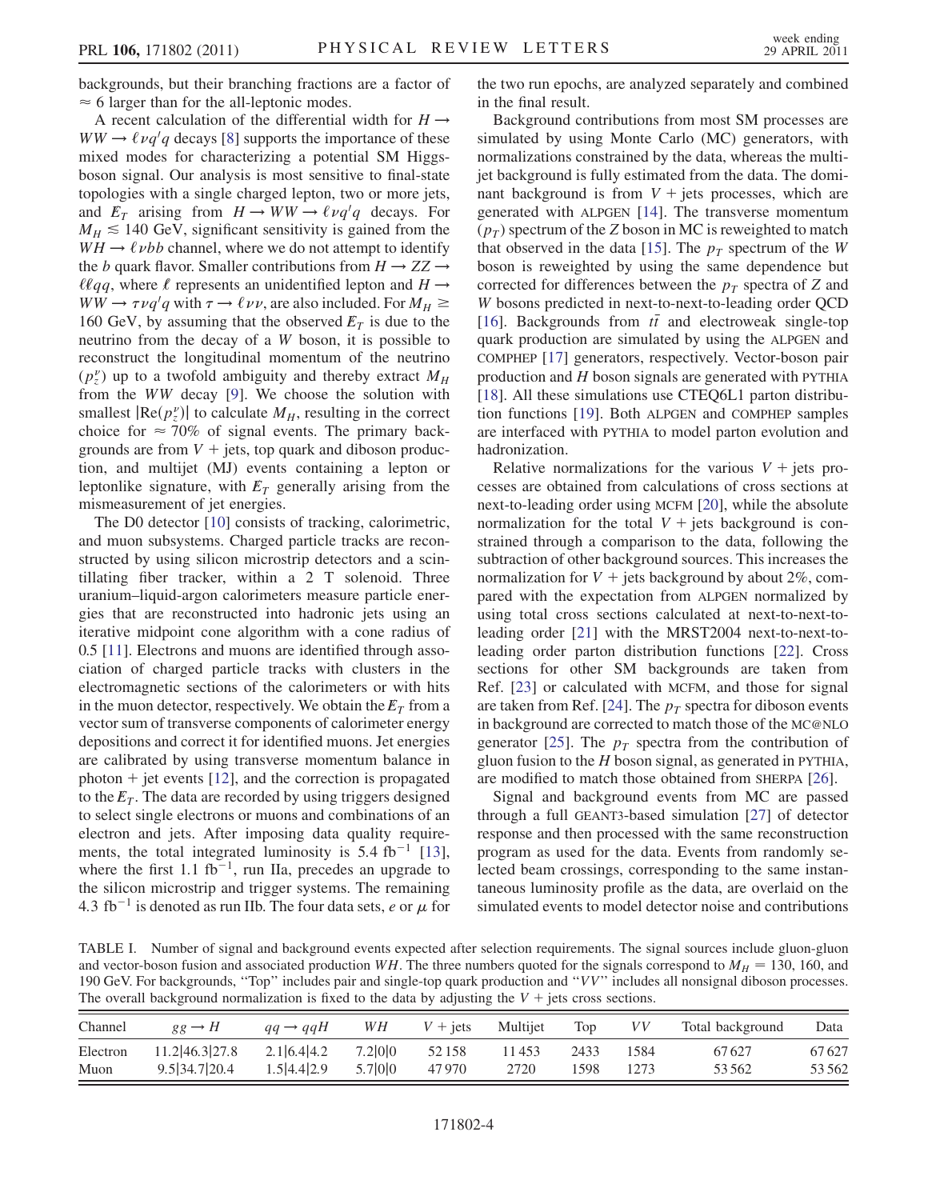backgrounds, but their branching fractions are a factor of $\approx 6$ larger than for the all-leptonic modes.

A recent calculation of the differential width for $H \to WW \to \ell\nu q'q$ decays [8] supports the importance of these mixed modes for characterizing a potential SM Higgs-boson signal. Our analysis is most sensitive to final-state topologies with a single charged lepton, two or more jets, and $\not\!\!E_T$ arising from $H \to WW \to \ell\nu q'q$ decays. For $M_H \lesssim 140$ GeV, significant sensitivity is gained from the $WH \to \ell\nu bb$ channel, where we do not attempt to identify the $b$ quark flavor. Smaller contributions from $H \to ZZ \to \ell\ell qq$, where $\ell$ represents an unidentified lepton and $H \to WW \to \tau\nu q'q$ with $\tau \to \ell\nu\nu$, are also included. For $M_H \gtrsim 160$ GeV, by assuming that the observed $\not\!\!E_T$ is due to the neutrino from the decay of a $W$ boson, it is possible to reconstruct the longitudinal momentum of the neutrino ($p_z^\nu$) up to a twofold ambiguity and thereby extract $M_H$ from the $WW$ decay [9]. We choose the solution with smallest $|\mathrm{Re}(p_z^\nu)|$ to calculate $M_H$, resulting in the correct choice for $\approx 70\%$ of signal events. The primary backgrounds are from $V$ + jets, top quark and diboson production, and multijet (MJ) events containing a lepton or leptonlike signature, with $\not\!\!E_T$ generally arising from the mismeasurement of jet energies.

The D0 detector [10] consists of tracking, calorimetric, and muon subsystems. Charged particle tracks are reconstructed by using silicon microstrip detectors and a scintillating fiber tracker, within a 2 T solenoid. Three uranium–liquid-argon calorimeters measure particle energies that are reconstructed into hadronic jets using an iterative midpoint cone algorithm with a cone radius of 0.5 [11]. Electrons and muons are identified through association of charged particle tracks with clusters in the electromagnetic sections of the calorimeters or with hits in the muon detector, respectively. We obtain the $\not\!\!E_T$ from a vector sum of transverse components of calorimeter energy depositions and correct it for identified muons. Jet energies are calibrated by using transverse momentum balance in photon + jet events [12], and the correction is propagated to the $\not\!\!E_T$. The data are recorded by using triggers designed to select single electrons or muons and combinations of an electron and jets. After imposing data quality requirements, the total integrated luminosity is 5.4 fb$^{-1}$ [13], where the first 1.1 fb$^{-1}$, run IIa, precedes an upgrade to the silicon microstrip and trigger systems. The remaining 4.3 fb$^{-1}$ is denoted as run IIb. The four data sets, $e$ or $\mu$ for the two run epochs, are analyzed separately and combined in the final result.

Background contributions from most SM processes are simulated by using Monte Carlo (MC) generators, with normalizations constrained by the data, whereas the multijet background is fully estimated from the data. The dominant background is from $V$ + jets processes, which are generated with ALPGEN [14]. The transverse momentum ($p_T$) spectrum of the $Z$ boson in MC is reweighted to match that observed in the data [15]. The $p_T$ spectrum of the $W$ boson is reweighted by using the same dependence but corrected for differences between the $p_T$ spectra of $Z$ and $W$ bosons predicted in next-to-next-to-leading order QCD [16]. Backgrounds from $t\bar{t}$ and electroweak single-top quark production are simulated by using the ALPGEN and COMPHEP [17] generators, respectively. Vector-boson pair production and $H$ boson signals are generated with PYTHIA [18]. All these simulations use CTEQ6L1 parton distribution functions [19]. Both ALPGEN and COMPHEP samples are interfaced with PYTHIA to model parton evolution and hadronization.

Relative normalizations for the various $V$ + jets processes are obtained from calculations of cross sections at next-to-leading order using MCFM [20], while the absolute normalization for the total $V$ + jets background is constrained through a comparison to the data, following the subtraction of other background sources. This increases the normalization for $V$ + jets background by about 2%, compared with the expectation from ALPGEN normalized by using total cross sections calculated at next-to-next-to-leading order [21] with the MRST2004 next-to-next-to-leading order parton distribution functions [22]. Cross sections for other SM backgrounds are taken from Ref. [23] or calculated with MCFM, and those for signal are taken from Ref. [24]. The $p_T$ spectra for diboson events in background are corrected to match those of the MC@NLO generator [25]. The $p_T$ spectra from the contribution of gluon fusion to the $H$ boson signal, as generated in PYTHIA, are modified to match those obtained from SHERPA [26].

Signal and background events from MC are passed through a full GEANT3-based simulation [27] of detector response and then processed with the same reconstruction program as used for the data. Events from randomly selected beam crossings, corresponding to the same instantaneous luminosity profile as the data, are overlaid on the simulated events to model detector noise and contributions

TABLE I. Number of signal and background events expected after selection requirements. The signal sources include gluon-gluon and vector-boson fusion and associated production $WH$. The three numbers quoted for the signals correspond to $M_H = 130$, 160, and 190 GeV. For backgrounds, "Top" includes pair and single-top quark production and "$VV$" includes all nonsignal diboson processes. The overall background normalization is fixed to the data by adjusting the $V$ + jets cross sections.

| Channel | $gg \to H$ | $qq \to qqH$ | $WH$ | $V$ + jets | Multijet | Top | $VV$ | Total background | Data |
|---|---|---|---|---|---|---|---|---|---|
| Electron | 11.2\|46.3\|27.8 | 2.1\|6.4\|4.2 | 7.2\|0\|0 | 52 158 | 11 453 | 2433 | 1584 | 67 627 | 67 627 |
| Muon | 9.5\|34.7\|20.4 | 1.5\|4.4\|2.9 | 5.7\|0\|0 | 47 970 | 2720 | 1598 | 1273 | 53 562 | 53 562 |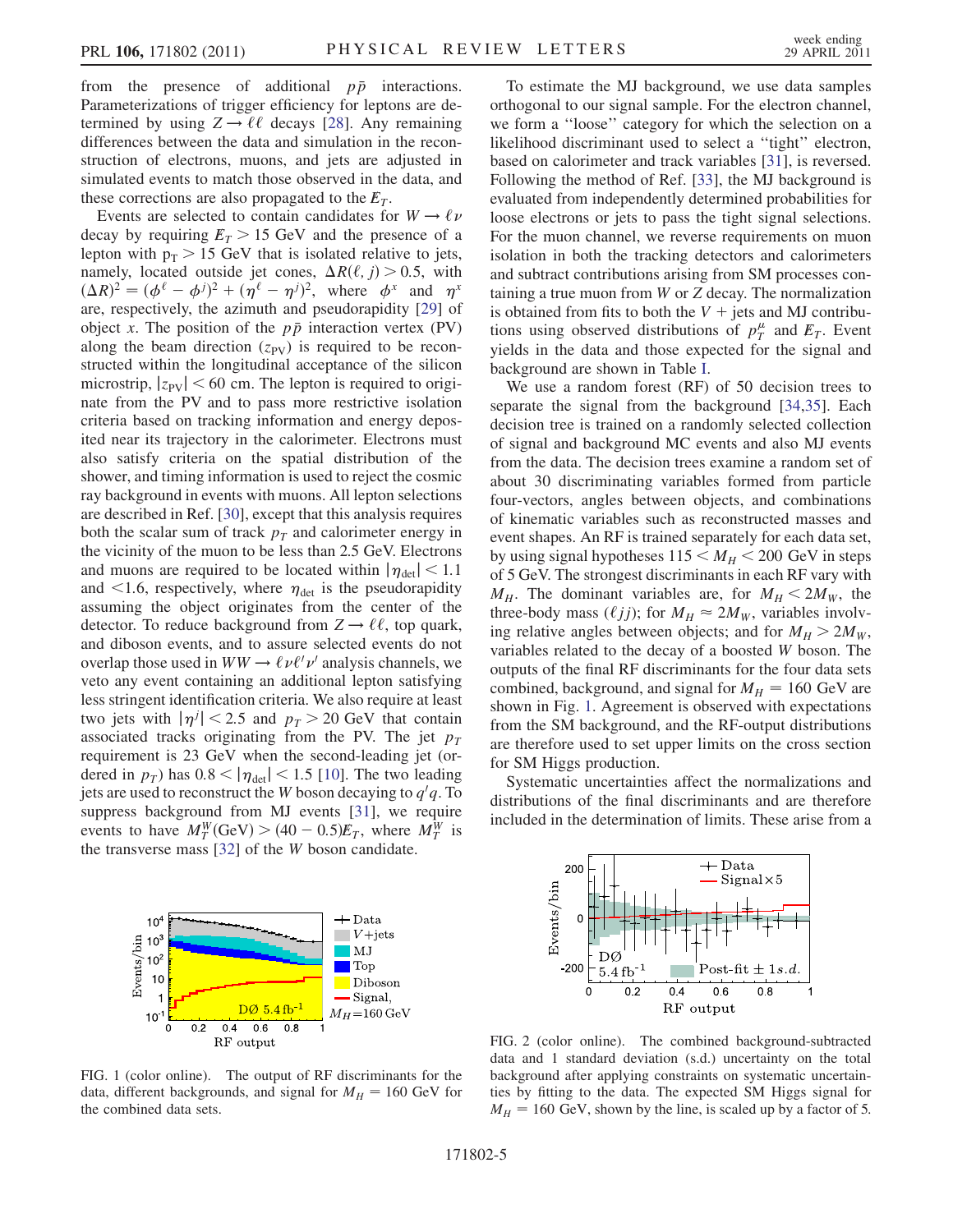from the presence of additional $p\bar{p}$ interactions. Parameterizations of trigger efficiency for leptons are determined by using $Z \to \ell\ell$ decays [28]. Any remaining differences between the data and simulation in the reconstruction of electrons, muons, and jets are adjusted in simulated events to match those observed in the data, and these corrections are also propagated to the $\not\!\!E_T$.

Events are selected to contain candidates for $W \to \ell\nu$ decay by requiring $\not\!\!E_T > 15$ GeV and the presence of a lepton with $p_T > 15$ GeV that is isolated relative to jets, namely, located outside jet cones, $\Delta R(\ell, j) > 0.5$, with $(\Delta R)^2 = (\phi^\ell - \phi^j)^2 + (\eta^\ell - \eta^j)^2$, where $\phi^x$ and $\eta^x$ are, respectively, the azimuth and pseudorapidity [29] of object $x$. The position of the $p\bar{p}$ interaction vertex (PV) along the beam direction ($z_{\rm PV}$) is required to be reconstructed within the longitudinal acceptance of the silicon microstrip, $|z_{\rm PV}| < 60$ cm. The lepton is required to originate from the PV and to pass more restrictive isolation criteria based on tracking information and energy deposited near its trajectory in the calorimeter. Electrons must also satisfy criteria on the spatial distribution of the shower, and timing information is used to reject the cosmic ray background in events with muons. All lepton selections are described in Ref. [30], except that this analysis requires both the scalar sum of track $p_T$ and calorimeter energy in the vicinity of the muon to be less than 2.5 GeV. Electrons and muons are required to be located within $|\eta_{\rm det}| < 1.1$ and $<1.6$, respectively, where $\eta_{\rm det}$ is the pseudorapidity assuming the object originates from the center of the detector. To reduce background from $Z \to \ell\ell$, top quark, and diboson events, and to assure selected events do not overlap those used in $WW \to \ell\nu\ell'\nu'$ analysis channels, we veto any event containing an additional lepton satisfying less stringent identification criteria. We also require at least two jets with $|\eta^j| < 2.5$ and $p_T > 20$ GeV that contain associated tracks originating from the PV. The jet $p_T$ requirement is 23 GeV when the second-leading jet (ordered in $p_T$) has $0.8 < |\eta_{\rm det}| < 1.5$ [10]. The two leading jets are used to reconstruct the $W$ boson decaying to $q'q$. To suppress background from MJ events [31], we require events to have $M_T^W({\rm GeV}) > (40 - 0.5)\not\!\!E_T$, where $M_T^W$ is the transverse mass [32] of the $W$ boson candidate.

FIG. 1 (color online). The output of RF discriminants for the data, different backgrounds, and signal for $M_H = 160$ GeV for the combined data sets.

To estimate the MJ background, we use data samples orthogonal to our signal sample. For the electron channel, we form a "loose" category for which the selection on a likelihood discriminant used to select a "tight" electron, based on calorimeter and track variables [31], is reversed. Following the method of Ref. [33], the MJ background is evaluated from independently determined probabilities for loose electrons or jets to pass the tight signal selections. For the muon channel, we reverse requirements on muon isolation in both the tracking detectors and calorimeters and subtract contributions arising from SM processes containing a true muon from $W$ or $Z$ decay. The normalization is obtained from fits to both the $V$ + jets and MJ contributions using observed distributions of $p_T^\mu$ and $\not\!\!E_T$. Event yields in the data and those expected for the signal and background are shown in Table I.

We use a random forest (RF) of 50 decision trees to separate the signal from the background [34,35]. Each decision tree is trained on a randomly selected collection of signal and background MC events and also MJ events from the data. The decision trees examine a random set of about 30 discriminating variables formed from particle four-vectors, angles between objects, and combinations of kinematic variables such as reconstructed masses and event shapes. An RF is trained separately for each data set, by using signal hypotheses $115 < M_H < 200$ GeV in steps of 5 GeV. The strongest discriminants in each RF vary with $M_H$. The dominant variables are, for $M_H < 2M_W$, the three-body mass ($\ell jj$); for $M_H \approx 2M_W$, variables involving relative angles between objects; and for $M_H > 2M_W$, variables related to the decay of a boosted $W$ boson. The outputs of the final RF discriminants for the four data sets combined, background, and signal for $M_H = 160$ GeV are shown in Fig. 1. Agreement is observed with expectations from the SM background, and the RF-output distributions are therefore used to set upper limits on the cross section for SM Higgs production.

Systematic uncertainties affect the normalizations and distributions of the final discriminants and are therefore included in the determination of limits. These arise from a

FIG. 2 (color online). The combined background-subtracted data and 1 standard deviation (s.d.) uncertainty on the total background after applying constraints on systematic uncertainties by fitting to the data. The expected SM Higgs signal for $M_H = 160$ GeV, shown by the line, is scaled up by a factor of 5.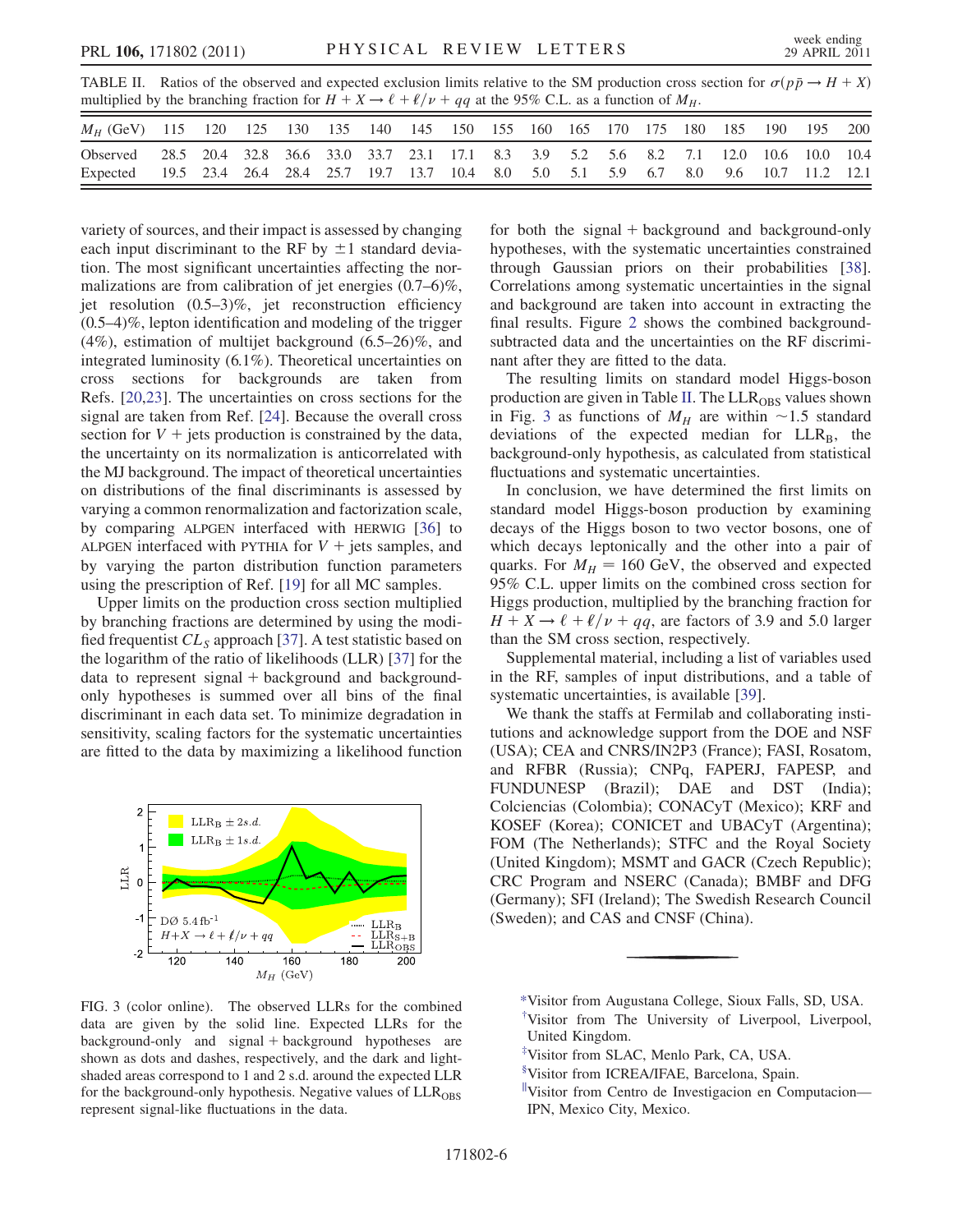TABLE II. Ratios of the observed and expected exclusion limits relative to the SM production cross section for $\sigma(p\bar{p} \to H + X)$ multiplied by the branching fraction for $H + X \to \ell + \ell/\nu + qq$ at the 95% C.L. as a function of $M_H$.

| $M_H$ (GeV) | 115 | 120 | 125 | 130 | 135 | 140 | 145 | 150 | 155 | 160 | 165 | 170 | 175 | 180 | 185 | 190 | 195 | 200 |
|---|---|---|---|---|---|---|---|---|---|---|---|---|---|---|---|---|---|---|
| Observed | 28.5 | 20.4 | 32.8 | 36.6 | 33.0 | 33.7 | 23.1 | 17.1 | 8.3 | 3.9 | 5.2 | 5.6 | 8.2 | 7.1 | 12.0 | 10.6 | 10.0 | 10.4 |
| Expected | 19.5 | 23.4 | 26.4 | 28.4 | 25.7 | 19.7 | 13.7 | 10.4 | 8.0 | 5.0 | 5.1 | 5.9 | 6.7 | 8.0 | 9.6 | 10.7 | 11.2 | 12.1 |

variety of sources, and their impact is assessed by changing each input discriminant to the RF by $\pm 1$ standard deviation. The most significant uncertainties affecting the normalizations are from calibration of jet energies (0.7–6)%, jet resolution (0.5–3)%, jet reconstruction efficiency (0.5–4)%, lepton identification and modeling of the trigger (4%), estimation of multijet background (6.5–26)%, and integrated luminosity (6.1%). Theoretical uncertainties on cross sections for backgrounds are taken from Refs. [20,23]. The uncertainties on cross sections for the signal are taken from Ref. [24]. Because the overall cross section for $V$ + jets production is constrained by the data, the uncertainty on its normalization is anticorrelated with the MJ background. The impact of theoretical uncertainties on distributions of the final discriminants is assessed by varying a common renormalization and factorization scale, by comparing ALPGEN interfaced with HERWIG [36] to ALPGEN interfaced with PYTHIA for $V$ + jets samples, and by varying the parton distribution function parameters using the prescription of Ref. [19] for all MC samples.

Upper limits on the production cross section multiplied by branching fractions are determined by using the modified frequentist $CL_S$ approach [37]. A test statistic based on the logarithm of the ratio of likelihoods (LLR) [37] for the data to represent signal + background and background-only hypotheses is summed over all bins of the final discriminant in each data set. To minimize degradation in sensitivity, scaling factors for the systematic uncertainties are fitted to the data by maximizing a likelihood function for both the signal + background and background-only hypotheses, with the systematic uncertainties constrained through Gaussian priors on their probabilities [38]. Correlations among systematic uncertainties in the signal and background are taken into account in extracting the final results. Figure 2 shows the combined background-subtracted data and the uncertainties on the RF discriminant after they are fitted to the data.

The resulting limits on standard model Higgs-boson production are given in Table II. The $\mathrm{LLR}_{\mathrm{OBS}}$ values shown in Fig. 3 as functions of $M_H$ are within $\sim$1.5 standard deviations of the expected median for $\mathrm{LLR}_{\mathrm{B}}$, the background-only hypothesis, as calculated from statistical fluctuations and systematic uncertainties.

FIG. 3 (color online). The observed LLRs for the combined data are given by the solid line. Expected LLRs for the background-only and signal + background hypotheses are shown as dots and dashes, respectively, and the dark and light-shaded areas correspond to 1 and 2 s.d. around the expected LLR for the background-only hypothesis. Negative values of $\mathrm{LLR}_{\mathrm{OBS}}$ represent signal-like fluctuations in the data.

In conclusion, we have determined the first limits on standard model Higgs-boson production by examining decays of the Higgs boson to two vector bosons, one of which decays leptonically and the other into a pair of quarks. For $M_H = 160$ GeV, the observed and expected 95% C.L. upper limits on the combined cross section for Higgs production, multiplied by the branching fraction for $H + X \to \ell + \ell/\nu + qq$, are factors of 3.9 and 5.0 larger than the SM cross section, respectively.

Supplemental material, including a list of variables used in the RF, samples of input distributions, and a table of systematic uncertainties, is available [39].

We thank the staffs at Fermilab and collaborating institutions and acknowledge support from the DOE and NSF (USA); CEA and CNRS/IN2P3 (France); FASI, Rosatom, and RFBR (Russia); CNPq, FAPERJ, FAPESP, and FUNDUNESP (Brazil); DAE and DST (India); Colciencias (Colombia); CONACyT (Mexico); KRF and KOSEF (Korea); CONICET and UBACyT (Argentina); FOM (The Netherlands); STFC and the Royal Society (United Kingdom); MSMT and GACR (Czech Republic); CRC Program and NSERC (Canada); BMBF and DFG (Germany); SFI (Ireland); The Swedish Research Council (Sweden); and CAS and CNSF (China).

[*] Visitor from Augustana College, Sioux Falls, SD, USA.

[†] Visitor from The University of Liverpool, Liverpool, United Kingdom.

[‡] Visitor from SLAC, Menlo Park, CA, USA.

[§] Visitor from ICREA/IFAE, Barcelona, Spain.

[‖] Visitor from Centro de Investigacion en Computacion—IPN, Mexico City, Mexico.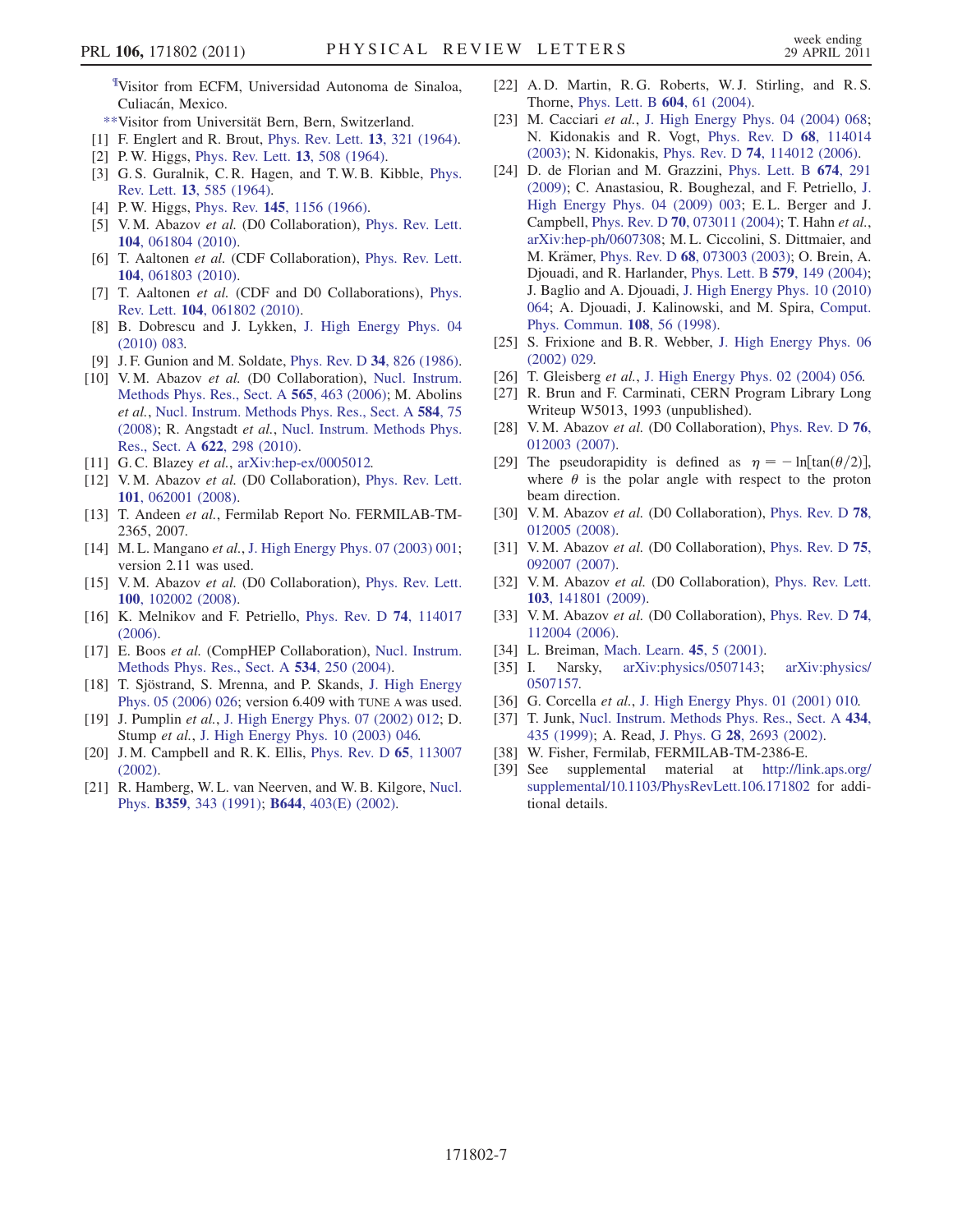[¶]Visitor from ECFM, Universidad Autonoma de Sinaloa, Culiacán, Mexico.

[**]Visitor from Universität Bern, Bern, Switzerland.

[1] F. Englert and R. Brout, Phys. Rev. Lett. **13**, 321 (1964).

[2] P. W. Higgs, Phys. Rev. Lett. **13**, 508 (1964).

[3] G. S. Guralnik, C. R. Hagen, and T. W. B. Kibble, Phys. Rev. Lett. **13**, 585 (1964).

[4] P. W. Higgs, Phys. Rev. **145**, 1156 (1966).

[5] V. M. Abazov *et al.* (D0 Collaboration), Phys. Rev. Lett. **104**, 061804 (2010).

[6] T. Aaltonen *et al.* (CDF Collaboration), Phys. Rev. Lett. **104**, 061803 (2010).

[7] T. Aaltonen *et al.* (CDF and D0 Collaborations), Phys. Rev. Lett. **104**, 061802 (2010).

[8] B. Dobrescu and J. Lykken, J. High Energy Phys. 04 (2010) 083.

[9] J. F. Gunion and M. Soldate, Phys. Rev. D **34**, 826 (1986).

[10] V. M. Abazov *et al.* (D0 Collaboration), Nucl. Instrum. Methods Phys. Res., Sect. A **565**, 463 (2006); M. Abolins *et al.*, Nucl. Instrum. Methods Phys. Res., Sect. A **584**, 75 (2008); R. Angstadt *et al.*, Nucl. Instrum. Methods Phys. Res., Sect. A **622**, 298 (2010).

[11] G. C. Blazey *et al.*, arXiv:hep-ex/0005012.

[12] V. M. Abazov *et al.* (D0 Collaboration), Phys. Rev. Lett. **101**, 062001 (2008).

[13] T. Andeen *et al.*, Fermilab Report No. FERMILAB-TM-2365, 2007.

[14] M. L. Mangano *et al.*, J. High Energy Phys. 07 (2003) 001; version 2.11 was used.

[15] V. M. Abazov *et al.* (D0 Collaboration), Phys. Rev. Lett. **100**, 102002 (2008).

[16] K. Melnikov and F. Petriello, Phys. Rev. D **74**, 114017 (2006).

[17] E. Boos *et al.* (CompHEP Collaboration), Nucl. Instrum. Methods Phys. Res., Sect. A **534**, 250 (2004).

[18] T. Sjöstrand, S. Mrenna, and P. Skands, J. High Energy Phys. 05 (2006) 026; version 6.409 with TUNE A was used.

[19] J. Pumplin *et al.*, J. High Energy Phys. 07 (2002) 012; D. Stump *et al.*, J. High Energy Phys. 10 (2003) 046.

[20] J. M. Campbell and R. K. Ellis, Phys. Rev. D **65**, 113007 (2002).

[21] R. Hamberg, W. L. van Neerven, and W. B. Kilgore, Nucl. Phys. **B359**, 343 (1991); **B644**, 403(E) (2002).

[22] A. D. Martin, R. G. Roberts, W. J. Stirling, and R. S. Thorne, Phys. Lett. B **604**, 61 (2004).

[23] M. Cacciari *et al.*, J. High Energy Phys. 04 (2004) 068; N. Kidonakis and R. Vogt, Phys. Rev. D **68**, 114014 (2003); N. Kidonakis, Phys. Rev. D **74**, 114012 (2006).

[24] D. de Florian and M. Grazzini, Phys. Lett. B **674**, 291 (2009); C. Anastasiou, R. Boughezal, and F. Petriello, J. High Energy Phys. 04 (2009) 003; E. L. Berger and J. Campbell, Phys. Rev. D **70**, 073011 (2004); T. Hahn *et al.*, arXiv:hep-ph/0607308; M. L. Ciccolini, S. Dittmaier, and M. Krämer, Phys. Rev. D **68**, 073003 (2003); O. Brein, A. Djouadi, and R. Harlander, Phys. Lett. B **579**, 149 (2004); J. Baglio and A. Djouadi, J. High Energy Phys. 10 (2010) 064; A. Djouadi, J. Kalinowski, and M. Spira, Comput. Phys. Commun. **108**, 56 (1998).

[25] S. Frixione and B. R. Webber, J. High Energy Phys. 06 (2002) 029.

[26] T. Gleisberg *et al.*, J. High Energy Phys. 02 (2004) 056.

[27] R. Brun and F. Carminati, CERN Program Library Long Writeup W5013, 1993 (unpublished).

[28] V. M. Abazov *et al.* (D0 Collaboration), Phys. Rev. D **76**, 012003 (2007).

[29] The pseudorapidity is defined as $\eta = -\ln[\tan(\theta/2)]$, where $\theta$ is the polar angle with respect to the proton beam direction.

[30] V. M. Abazov *et al.* (D0 Collaboration), Phys. Rev. D **78**, 012005 (2008).

[31] V. M. Abazov *et al.* (D0 Collaboration), Phys. Rev. D **75**, 092007 (2007).

[32] V. M. Abazov *et al.* (D0 Collaboration), Phys. Rev. Lett. **103**, 141801 (2009).

[33] V. M. Abazov *et al.* (D0 Collaboration), Phys. Rev. D **74**, 112004 (2006).

[34] L. Breiman, Mach. Learn. **45**, 5 (2001).

[35] I. Narsky, arXiv:physics/0507143; arXiv:physics/0507157.

[36] G. Corcella *et al.*, J. High Energy Phys. 01 (2001) 010.

[37] T. Junk, Nucl. Instrum. Methods Phys. Res., Sect. A **434**, 435 (1999); A. Read, J. Phys. G **28**, 2693 (2002).

[38] W. Fisher, Fermilab, FERMILAB-TM-2386-E.

[39] See supplemental material at http://link.aps.org/supplemental/10.1103/PhysRevLett.106.171802 for additional details.